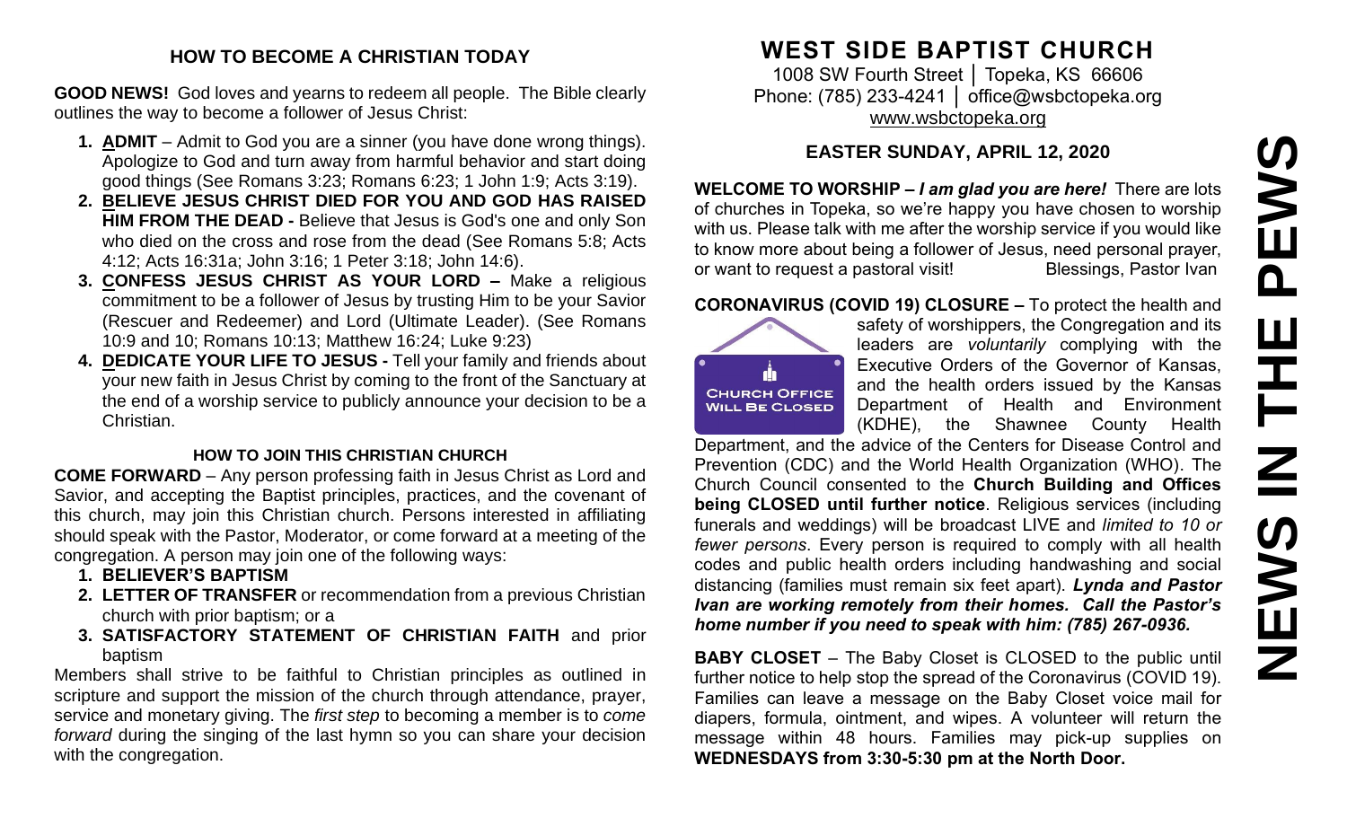## HOW TO BECOME A CHRISTIAN TODAY

**GOOD NEWS!** God loves and yearns to redeem all people. The Bible clearly outlines the way to become a follower of Jesus Christ:

1. **ADMIT** – Admit to God you are a sinner (you have done wrong things). Apologize to God and turn away from harmful behavior and start doing good things (See Romans 3:23; Romans 6:23; 1 John 1:9; Acts 3:19).
2. **BELIEVE JESUS CHRIST DIED FOR YOU AND GOD HAS RAISED HIM FROM THE DEAD -** Believe that Jesus is God's one and only Son who died on the cross and rose from the dead (See Romans 5:8; Acts 4:12; Acts 16:31a; John 3:16; 1 Peter 3:18; John 14:6).
3. **CONFESS JESUS CHRIST AS YOUR LORD –** Make a religious commitment to be a follower of Jesus by trusting Him to be your Savior (Rescuer and Redeemer) and Lord (Ultimate Leader). (See Romans 10:9 and 10; Romans 10:13; Matthew 16:24; Luke 9:23)
4. **DEDICATE YOUR LIFE TO JESUS -** Tell your family and friends about your new faith in Jesus Christ by coming to the front of the Sanctuary at the end of a worship service to publicly announce your decision to be a Christian.

### HOW TO JOIN THIS CHRISTIAN CHURCH

**COME FORWARD** – Any person professing faith in Jesus Christ as Lord and Savior, and accepting the Baptist principles, practices, and the covenant of this church, may join this Christian church. Persons interested in affiliating should speak with the Pastor, Moderator, or come forward at a meeting of the congregation. A person may join one of the following ways:

1. **BELIEVER'S BAPTISM**
2. **LETTER OF TRANSFER** or recommendation from a previous Christian church with prior baptism; or a
3. **SATISFACTORY STATEMENT OF CHRISTIAN FAITH** and prior baptism

Members shall strive to be faithful to Christian principles as outlined in scripture and support the mission of the church through attendance, prayer, service and monetary giving. The *first step* to becoming a member is to *come forward* during the singing of the last hymn so you can share your decision with the congregation.

# WEST SIDE BAPTIST CHURCH

1008 SW Fourth Street │ Topeka, KS 66606
Phone: (785) 233-4241 │ office@wsbctopeka.org
www.wsbctopeka.org

## EASTER SUNDAY, APRIL 12, 2020

**WELCOME TO WORSHIP –** ***I am glad you are here!*** There are lots of churches in Topeka, so we're happy you have chosen to worship with us. Please talk with me after the worship service if you would like to know more about being a follower of Jesus, need personal prayer, or want to request a pastoral visit! Blessings, Pastor Ivan

**CORONAVIRUS (COVID 19) CLOSURE –** To protect the health and safety of worshippers, the Congregation and its leaders are *voluntarily* complying with the Executive Orders of the Governor of Kansas, and the health orders issued by the Kansas Department of Health and Environment (KDHE), the Shawnee County Health Department, and the advice of the Centers for Disease Control and Prevention (CDC) and the World Health Organization (WHO). The Church Council consented to the **Church Building and Offices being CLOSED until further notice**. Religious services (including funerals and weddings) will be broadcast LIVE and *limited to 10 or fewer persons*. Every person is required to comply with all health codes and public health orders including handwashing and social distancing (families must remain six feet apart). ***Lynda and Pastor Ivan are working remotely from their homes. Call the Pastor's home number if you need to speak with him: (785) 267-0936.***

**BABY CLOSET** – The Baby Closet is CLOSED to the public until further notice to help stop the spread of the Coronavirus (COVID 19). Families can leave a message on the Baby Closet voice mail for diapers, formula, ointment, and wipes. A volunteer will return the message within 48 hours. Families may pick-up supplies on **WEDNESDAYS from 3:30-5:30 pm at the North Door.**

# NEWS IN THE PEWS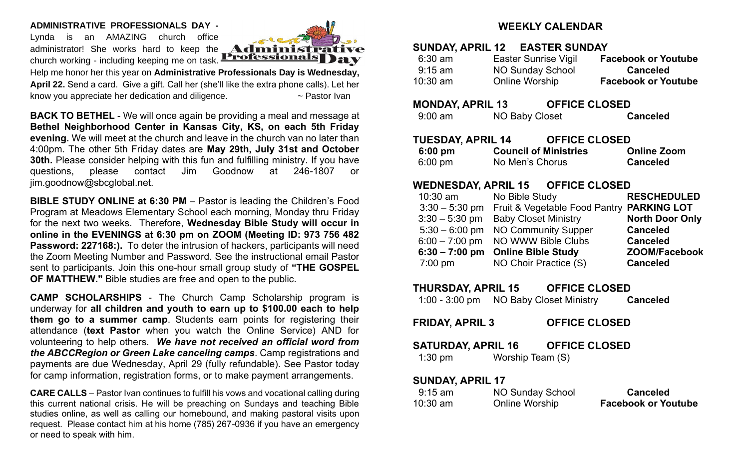**ADMINISTRATIVE PROFESSIONALS DAY -** Lynda is an AMAZING church office administrator! She works hard to keep the church working - including keeping me on task. Help me honor her this year on **Administrative Professionals Day is Wednesday, April 22.** Send a card. Give a gift. Call her (she'll like the extra phone calls). Let her know you appreciate her dedication and diligence. ~ Pastor Ivan

**BACK TO BETHEL** - We will once again be providing a meal and message at **Bethel Neighborhood Center in Kansas City, KS, on each 5th Friday evening.** We will meet at the church and leave in the church van no later than 4:00pm. The other 5th Friday dates are **May 29th, July 31st and October 30th.** Please consider helping with this fun and fulfilling ministry. If you have questions, please contact Jim Goodnow at 246-1807 or jim.goodnow@sbcglobal.net.

**BIBLE STUDY ONLINE at 6:30 PM** – Pastor is leading the Children's Food Program at Meadows Elementary School each morning, Monday thru Friday for the next two weeks. Therefore, **Wednesday Bible Study will occur in online in the EVENINGS at 6:30 pm on ZOOM (Meeting ID: 973 756 482 Password: 227168:).** To deter the intrusion of hackers, participants will need the Zoom Meeting Number and Password. See the instructional email Pastor sent to participants. Join this one-hour small group study of **"THE GOSPEL OF MATTHEW."** Bible studies are free and open to the public.

**CAMP SCHOLARSHIPS** - The Church Camp Scholarship program is underway for **all children and youth to earn up to $100.00 each to help them go to a summer camp**. Students earn points for registering their attendance (**text Pastor** when you watch the Online Service) AND for volunteering to help others. ***We have not received an official word from the ABCCRegion or Green Lake canceling camps***. Camp registrations and payments are due Wednesday, April 29 (fully refundable). See Pastor today for camp information, registration forms, or to make payment arrangements.

**CARE CALLS** – Pastor Ivan continues to fulfill his vows and vocational calling during this current national crisis. He will be preaching on Sundays and teaching Bible studies online, as well as calling our homebound, and making pastoral visits upon request. Please contact him at his home (785) 267-0936 if you have an emergency or need to speak with him.

## WEEKLY CALENDAR

**SUNDAY, APRIL 12 EASTER SUNDAY**

| | | |
|---|---|---|
| 6:30 am | Easter Sunrise Vigil | **Facebook or Youtube** |
| 9:15 am | NO Sunday School | **Canceled** |
| 10:30 am | Online Worship | **Facebook or Youtube** |

**MONDAY, APRIL 13 OFFICE CLOSED**

| | | |
|---|---|---|
| 9:00 am | NO Baby Closet | **Canceled** |

**TUESDAY, APRIL 14 OFFICE CLOSED**

| | | |
|---|---|---|
| **6:00 pm** | **Council of Ministries** | **Online Zoom** |
| 6:00 pm | No Men's Chorus | **Canceled** |

**WEDNESDAY, APRIL 15 OFFICE CLOSED**

| | | |
|---|---|---|
| 10:30 am | No Bible Study | **RESCHEDULED** |
| 3:30 – 5:30 pm | Fruit & Vegetable Food Pantry | **PARKING LOT** |
| 3:30 – 5:30 pm | Baby Closet Ministry | **North Door Only** |
| 5:30 – 6:00 pm | NO Community Supper | **Canceled** |
| 6:00 – 7:00 pm | NO WWW Bible Clubs | **Canceled** |
| **6:30 – 7:00 pm** | **Online Bible Study** | **ZOOM/Facebook** |
| 7:00 pm | NO Choir Practice (S) | **Canceled** |

**THURSDAY, APRIL 15 OFFICE CLOSED**

| | | |
|---|---|---|
| 1:00 - 3:00 pm | NO Baby Closet Ministry | **Canceled** |

**FRIDAY, APRIL 3 OFFICE CLOSED**

**SATURDAY, APRIL 16 OFFICE CLOSED**

| | | |
|---|---|---|
| 1:30 pm | Worship Team (S) | |

**SUNDAY, APRIL 17**

| | | |
|---|---|---|
| 9:15 am | NO Sunday School | **Canceled** |
| 10:30 am | Online Worship | **Facebook or Youtube** |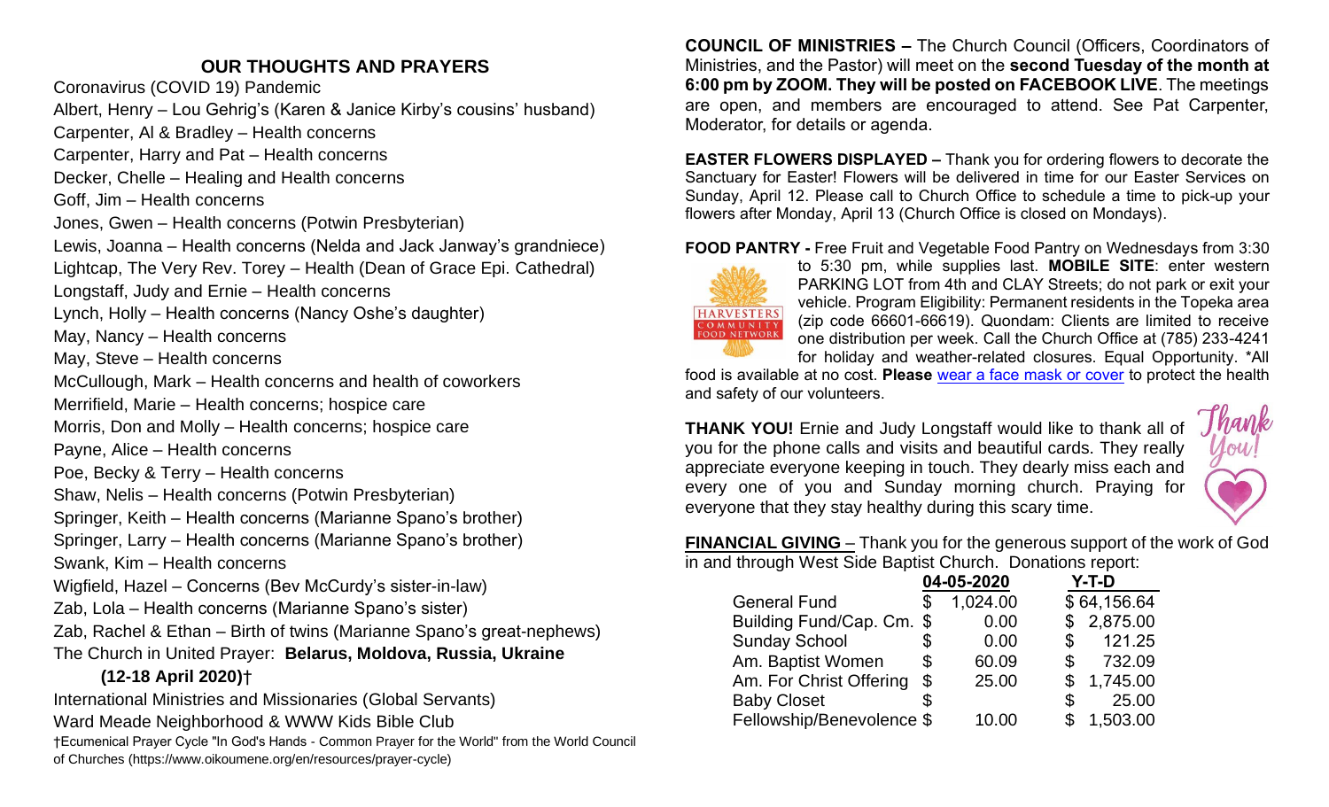## OUR THOUGHTS AND PRAYERS

Coronavirus (COVID 19) Pandemic
Albert, Henry – Lou Gehrig's (Karen & Janice Kirby's cousins' husband)
Carpenter, Al & Bradley – Health concerns
Carpenter, Harry and Pat – Health concerns
Decker, Chelle – Healing and Health concerns
Goff, Jim – Health concerns
Jones, Gwen – Health concerns (Potwin Presbyterian)
Lewis, Joanna – Health concerns (Nelda and Jack Janway's grandniece)
Lightcap, The Very Rev. Torey – Health (Dean of Grace Epi. Cathedral)
Longstaff, Judy and Ernie – Health concerns
Lynch, Holly – Health concerns (Nancy Oshe's daughter)
May, Nancy – Health concerns
May, Steve – Health concerns
McCullough, Mark – Health concerns and health of coworkers
Merrifield, Marie – Health concerns; hospice care
Morris, Don and Molly – Health concerns; hospice care
Payne, Alice – Health concerns
Poe, Becky & Terry – Health concerns
Shaw, Nelis – Health concerns (Potwin Presbyterian)
Springer, Keith – Health concerns (Marianne Spano's brother)
Springer, Larry – Health concerns (Marianne Spano's brother)
Swank, Kim – Health concerns
Wigfield, Hazel – Concerns (Bev McCurdy's sister-in-law)
Zab, Lola – Health concerns (Marianne Spano's sister)
Zab, Rachel & Ethan – Birth of twins (Marianne Spano's great-nephews)
The Church in United Prayer: **Belarus, Moldova, Russia, Ukraine (12-18 April 2020)†**
International Ministries and Missionaries (Global Servants)
Ward Meade Neighborhood & WWW Kids Bible Club

†Ecumenical Prayer Cycle "In God's Hands - Common Prayer for the World" from the World Council of Churches (https://www.oikoumene.org/en/resources/prayer-cycle)

**COUNCIL OF MINISTRIES –** The Church Council (Officers, Coordinators of Ministries, and the Pastor) will meet on the **second Tuesday of the month at 6:00 pm by ZOOM. They will be posted on FACEBOOK LIVE**. The meetings are open, and members are encouraged to attend. See Pat Carpenter, Moderator, for details or agenda.

**EASTER FLOWERS DISPLAYED –** Thank you for ordering flowers to decorate the Sanctuary for Easter! Flowers will be delivered in time for our Easter Services on Sunday, April 12. Please call to Church Office to schedule a time to pick-up your flowers after Monday, April 13 (Church Office is closed on Mondays).

**FOOD PANTRY -** Free Fruit and Vegetable Food Pantry on Wednesdays from 3:30 to 5:30 pm, while supplies last. **MOBILE SITE**: enter western PARKING LOT from 4th and CLAY Streets; do not park or exit your vehicle. Program Eligibility: Permanent residents in the Topeka area (zip code 66601-66619). Quondam: Clients are limited to receive one distribution per week. Call the Church Office at (785) 233-4241 for holiday and weather-related closures. Equal Opportunity. *All food is available at no cost. **Please** wear a face mask or cover to protect the health and safety of our volunteers.

**THANK YOU!** Ernie and Judy Longstaff would like to thank all of you for the phone calls and visits and beautiful cards. They really appreciate everyone keeping in touch. They dearly miss each and every one of you and Sunday morning church. Praying for everyone that they stay healthy during this scary time.

**FINANCIAL GIVING** – Thank you for the generous support of the work of God in and through West Side Baptist Church. Donations report:

| | 04-05-2020 | Y-T-D |
|---|---|---|
| General Fund | $ 1,024.00 | $ 64,156.64 |
| Building Fund/Cap. Cm. | $ 0.00 | $ 2,875.00 |
| Sunday School | $ 0.00 | $ 121.25 |
| Am. Baptist Women | $ 60.09 | $ 732.09 |
| Am. For Christ Offering | $ 25.00 | $ 1,745.00 |
| Baby Closet | $ | $ 25.00 |
| Fellowship/Benevolence | $ 10.00 | $ 1,503.00 |